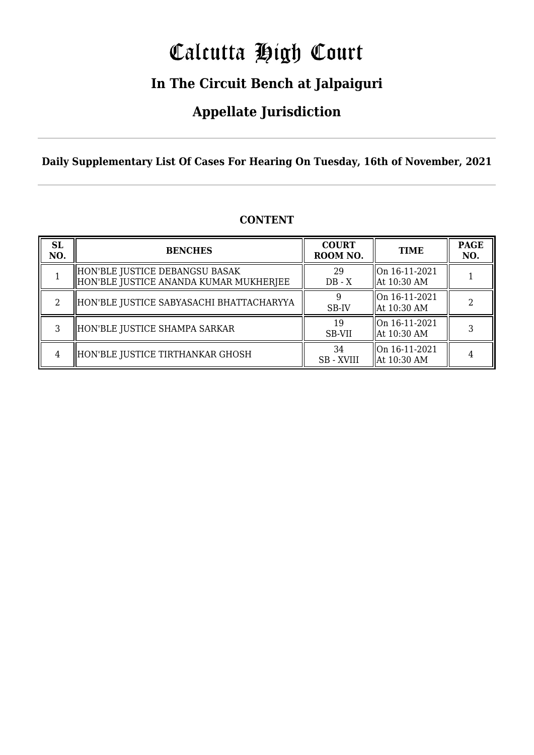# Calcutta High Court

## In The Circuit Bench at Jalpaiguri

## Appellate Jurisdiction

**Daily Supplementary List Of Cases For Hearing On Tuesday, 16th of November, 2021**

**CONTENT**

| SL NO. | BENCHES | COURT ROOM NO. | TIME | PAGE NO. |
|---|---|---|---|---|
| 1 | HON'BLE JUSTICE DEBANGSU BASAK<br>HON'BLE JUSTICE ANANDA KUMAR MUKHERJEE | 29<br>DB - X | On 16-11-2021<br>At 10:30 AM | 1 |
| 2 | HON'BLE JUSTICE SABYASACHI BHATTACHARYYA | 9<br>SB-IV | On 16-11-2021<br>At 10:30 AM | 2 |
| 3 | HON'BLE JUSTICE SHAMPA SARKAR | 19<br>SB-VII | On 16-11-2021<br>At 10:30 AM | 3 |
| 4 | HON'BLE JUSTICE TIRTHANKAR GHOSH | 34<br>SB - XVIII | On 16-11-2021<br>At 10:30 AM | 4 |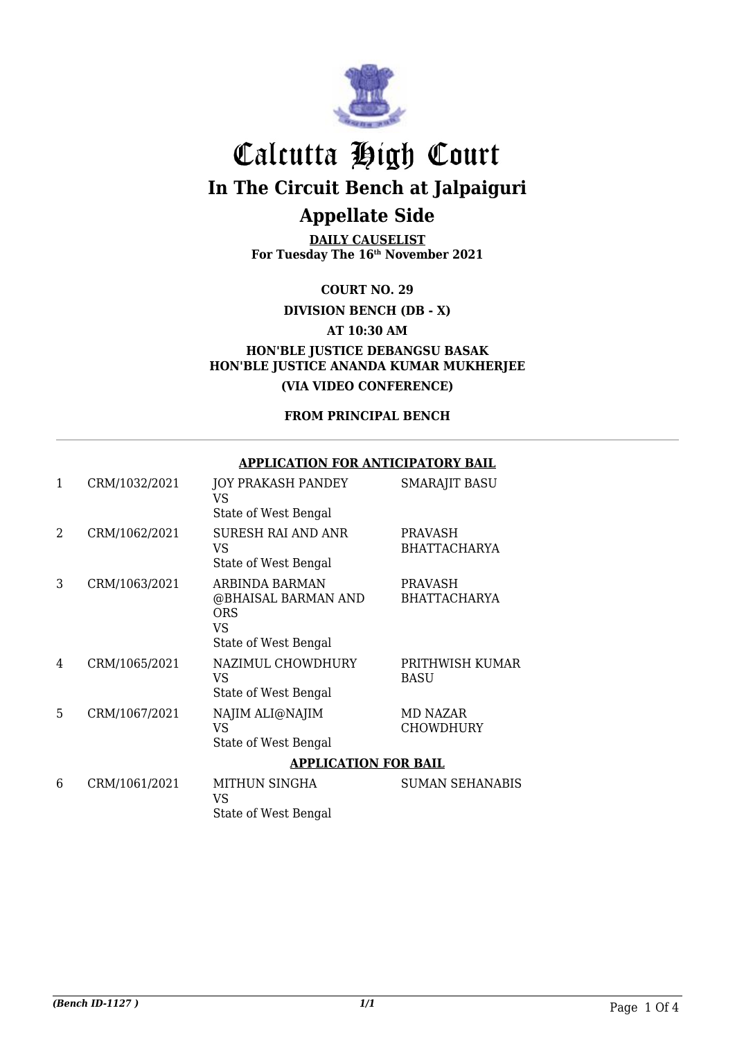# Calcutta High Court

## In The Circuit Bench at Jalpaiguri

## Appellate Side

**DAILY CAUSELIST**
**For Tuesday The 16th November 2021**

**COURT NO. 29**

**DIVISION BENCH (DB - X)**

**AT 10:30 AM**

**HON'BLE JUSTICE DEBANGSU BASAK**
**HON'BLE JUSTICE ANANDA KUMAR MUKHERJEE**

**(VIA VIDEO CONFERENCE)**

**FROM PRINCIPAL BENCH**

**APPLICATION FOR ANTICIPATORY BAIL**

| | | | |
|---|---|---|---|
| 1 | CRM/1032/2021 | JOY PRAKASH PANDEY<br>VS<br>State of West Bengal | SMARAJIT BASU |
| 2 | CRM/1062/2021 | SURESH RAI AND ANR<br>VS<br>State of West Bengal | PRAVASH BHATTACHARYA |
| 3 | CRM/1063/2021 | ARBINDA BARMAN @BHAISAL BARMAN AND ORS<br>VS<br>State of West Bengal | PRAVASH BHATTACHARYA |
| 4 | CRM/1065/2021 | NAZIMUL CHOWDHURY<br>VS<br>State of West Bengal | PRITHWISH KUMAR BASU |
| 5 | CRM/1067/2021 | NAJIM ALI@NAJIM<br>VS<br>State of West Bengal | MD NAZAR CHOWDHURY |

**APPLICATION FOR BAIL**

| | | | |
|---|---|---|---|
| 6 | CRM/1061/2021 | MITHUN SINGHA<br>VS<br>State of West Bengal | SUMAN SEHANABIS |

*(Bench ID-1127 )*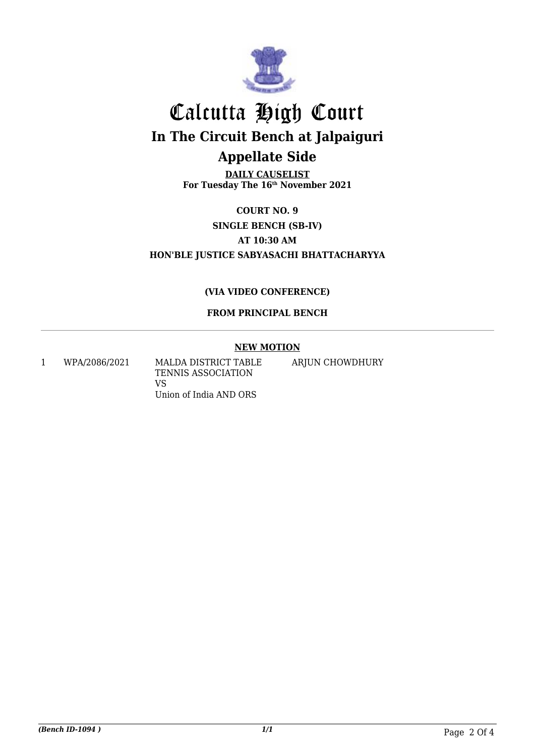# Calcutta High Court

## In The Circuit Bench at Jalpaiguri

## Appellate Side

**DAILY CAUSELIST**
**For Tuesday The 16th November 2021**

**COURT NO. 9**

**SINGLE BENCH (SB-IV)**

**AT 10:30 AM**

**HON'BLE JUSTICE SABYASACHI BHATTACHARYYA**

**(VIA VIDEO CONFERENCE)**

**FROM PRINCIPAL BENCH**

---

**NEW MOTION**

| | | | |
|---|---|---|---|
| 1 | WPA/2086/2021 | MALDA DISTRICT TABLE TENNIS ASSOCIATION<br>VS<br>Union of India AND ORS | ARJUN CHOWDHURY |

*(Bench ID-1094 )* *1/1*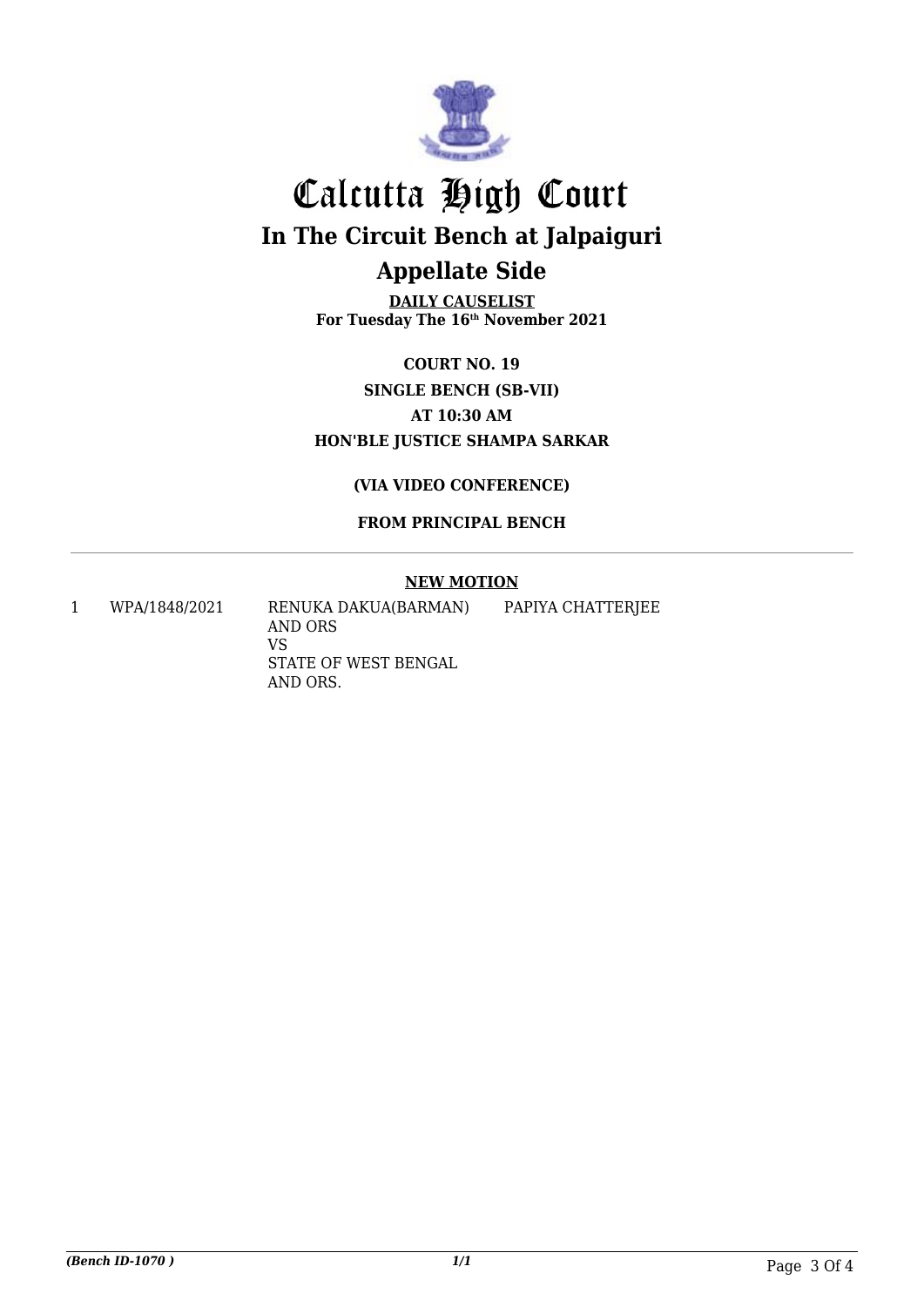# Calcutta High Court

## In The Circuit Bench at Jalpaiguri

## Appellate Side

**DAILY CAUSELIST**
**For Tuesday The 16th November 2021**

**COURT NO. 19**
**SINGLE BENCH (SB-VII)**
**AT 10:30 AM**
**HON'BLE JUSTICE SHAMPA SARKAR**

**(VIA VIDEO CONFERENCE)**

**FROM PRINCIPAL BENCH**

---

**NEW MOTION**

| | | | |
|---|---|---|---|
| 1 | WPA/1848/2021 | RENUKA DAKUA(BARMAN) AND ORS<br>VS<br>STATE OF WEST BENGAL AND ORS. | PAPIYA CHATTERJEE |

*(Bench ID-1070 )* *1/1*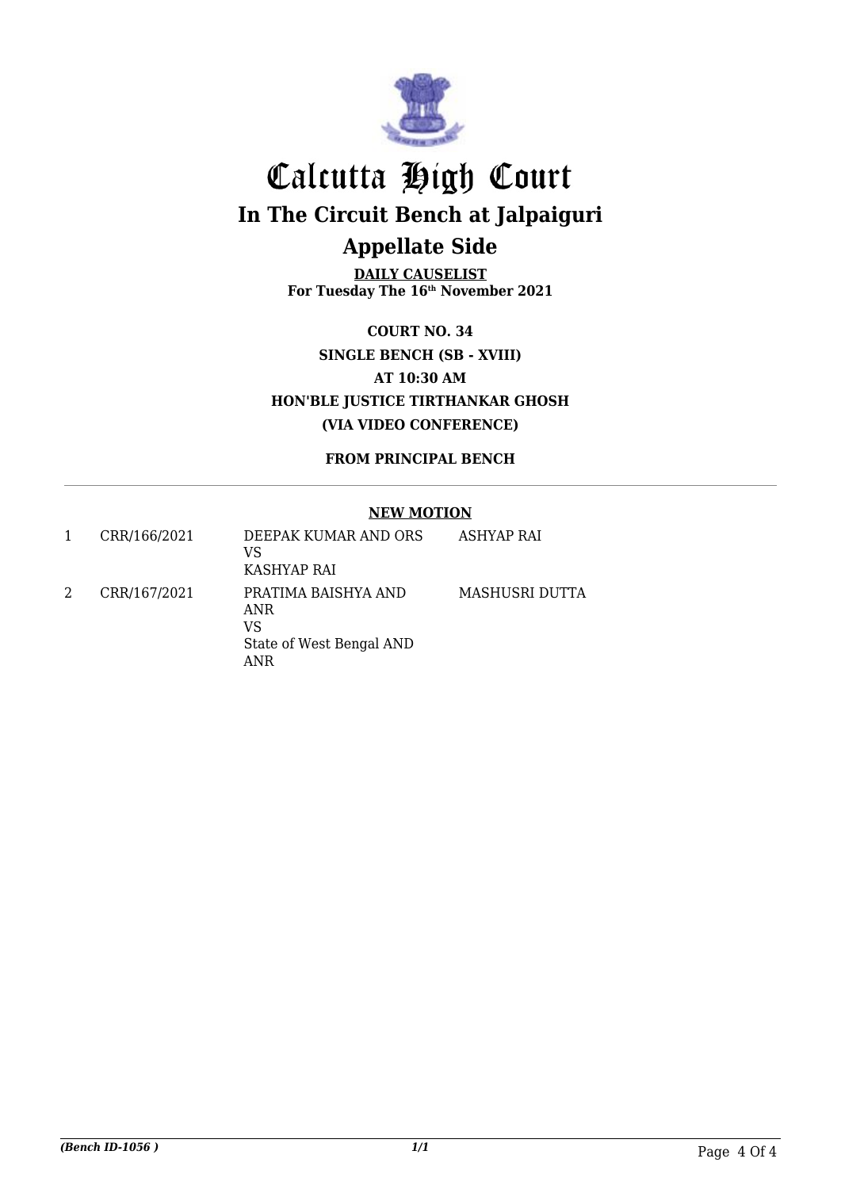# Calcutta High Court

## In The Circuit Bench at Jalpaiguri

## Appellate Side

**DAILY CAUSELIST**
**For Tuesday The 16th November 2021**

**COURT NO. 34**
**SINGLE BENCH (SB - XVIII)**
**AT 10:30 AM**
**HON'BLE JUSTICE TIRTHANKAR GHOSH**
**(VIA VIDEO CONFERENCE)**

**FROM PRINCIPAL BENCH**

---

**NEW MOTION**

| | | | |
|---|---|---|---|
| 1 | CRR/166/2021 | DEEPAK KUMAR AND ORS VS KASHYAP RAI | ASHYAP RAI |
| 2 | CRR/167/2021 | PRATIMA BAISHYA AND ANR VS State of West Bengal AND ANR | MASHUSRI DUTTA |

*(Bench ID-1056 )* *1/1*